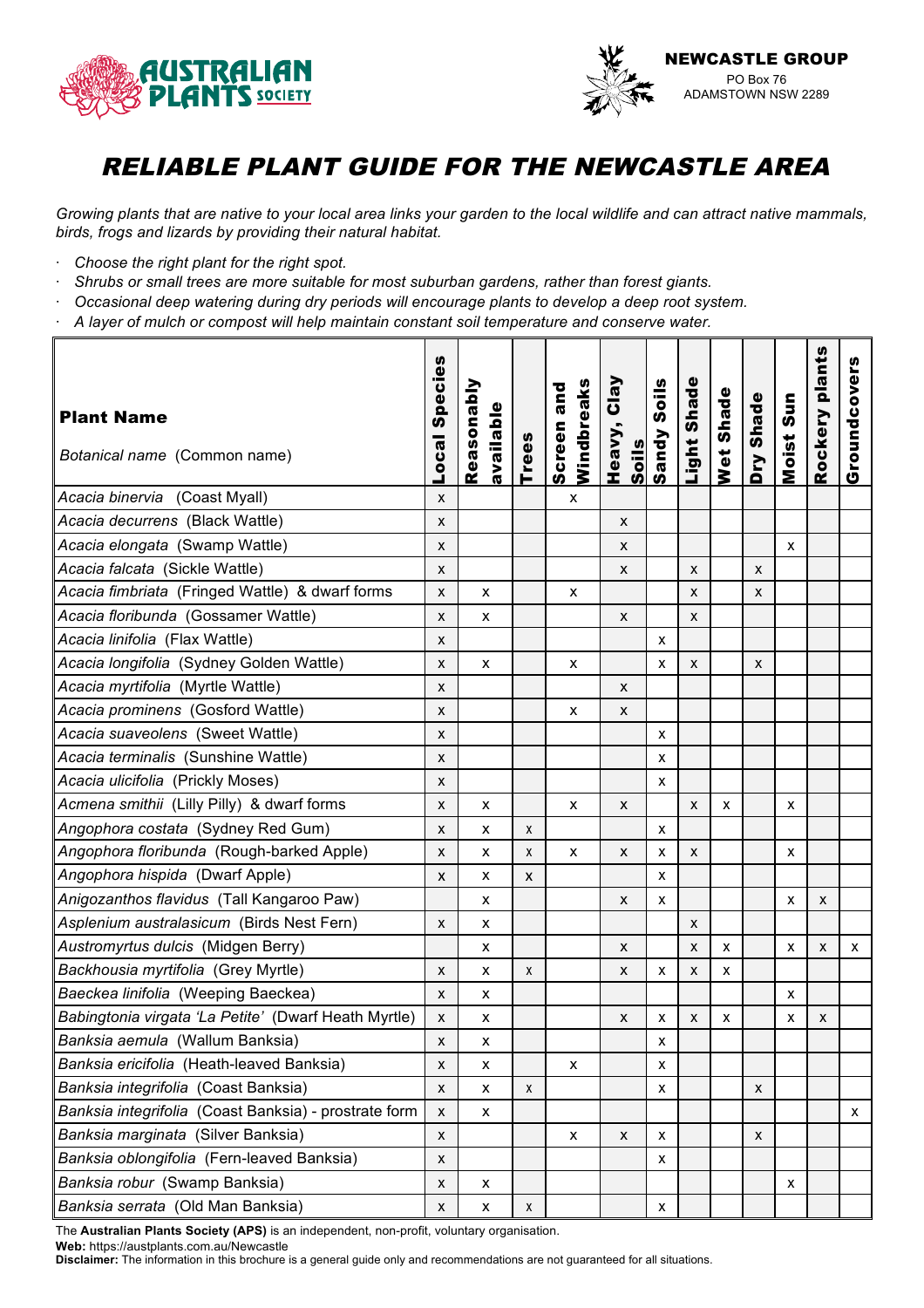NEWCASTLE GROUP
PO Box 76
ADAMSTOWN NSW 2289

# *RELIABLE PLANT GUIDE FOR THE NEWCASTLE AREA*

*Growing plants that are native to your local area links your garden to the local wildlife and can attract native mammals, birds, frogs and lizards by providing their natural habitat.*

- *Choose the right plant for the right spot.*
- *Shrubs or small trees are more suitable for most suburban gardens, rather than forest giants.*
- *Occasional deep watering during dry periods will encourage plants to develop a deep root system.*
- *A layer of mulch or compost will help maintain constant soil temperature and conserve water.*

| **Plant Name** *Botanical name* (Common name) | Local Species | Reasonably available | Trees | Screen and Windbreaks | Heavy, Clay Soils | Sandy Soils | Light Shade | Wet Shade | Dry Shade | Moist Sun | Rockery plants | Groundcovers |
|---|---|---|---|---|---|---|---|---|---|---|---|---|
| *Acacia binervia* (Coast Myall) | x | | | x | | | | | | | | |
| *Acacia decurrens* (Black Wattle) | x | | | | x | | | | | | | |
| *Acacia elongata* (Swamp Wattle) | x | | | | x | | | | | x | | |
| *Acacia falcata* (Sickle Wattle) | x | | | | x | | x | | x | | | |
| *Acacia fimbriata* (Fringed Wattle) & dwarf forms | x | x | | x | | | x | | x | | | |
| *Acacia floribunda* (Gossamer Wattle) | x | x | | | x | | x | | | | | |
| *Acacia linifolia* (Flax Wattle) | x | | | | | x | | | | | | |
| *Acacia longifolia* (Sydney Golden Wattle) | x | x | | x | | x | x | | x | | | |
| *Acacia myrtifolia* (Myrtle Wattle) | x | | | | x | | | | | | | |
| *Acacia prominens* (Gosford Wattle) | x | | | x | x | | | | | | | |
| *Acacia suaveolens* (Sweet Wattle) | x | | | | | x | | | | | | |
| *Acacia terminalis* (Sunshine Wattle) | x | | | | | x | | | | | | |
| *Acacia ulicifolia* (Prickly Moses) | x | | | | | x | | | | | | |
| *Acmena smithii* (Lilly Pilly) & dwarf forms | x | x | | x | x | | x | x | | x | | |
| *Angophora costata* (Sydney Red Gum) | x | x | x | | | x | | | | | | |
| *Angophora floribunda* (Rough-barked Apple) | x | x | x | x | x | x | x | | | x | | |
| *Angophora hispida* (Dwarf Apple) | x | x | x | | | x | | | | | | |
| *Anigozanthos flavidus* (Tall Kangaroo Paw) | | x | | | x | x | | | | x | x | |
| *Asplenium australasicum* (Birds Nest Fern) | x | x | | | | | x | | | | | |
| *Austromyrtus dulcis* (Midgen Berry) | | x | | | x | | x | x | | x | x | x |
| *Backhousia myrtifolia* (Grey Myrtle) | x | x | x | | x | x | x | x | | | | |
| *Baeckea linifolia* (Weeping Baeckea) | x | x | | | | | | | | x | | |
| *Babingtonia virgata 'La Petite'* (Dwarf Heath Myrtle) | x | x | | | x | x | x | x | | x | x | |
| *Banksia aemula* (Wallum Banksia) | x | x | | | | x | | | | | | |
| *Banksia ericifolia* (Heath-leaved Banksia) | x | x | | x | | x | | | | | | |
| *Banksia integrifolia* (Coast Banksia) | x | x | x | | | x | | | x | | | |
| *Banksia integrifolia* (Coast Banksia) - prostrate form | x | x | | | | | | | | | | x |
| *Banksia marginata* (Silver Banksia) | x | | | x | x | x | | | x | | | |
| *Banksia oblongifolia* (Fern-leaved Banksia) | x | | | | | x | | | | | | |
| *Banksia robur* (Swamp Banksia) | x | x | | | | | | | | x | | |
| *Banksia serrata* (Old Man Banksia) | x | x | x | | | x | | | | | | |

The **Australian Plants Society (APS)** is an independent, non-profit, voluntary organisation.
**Web:** https://austplants.com.au/Newcastle
**Disclaimer:** The information in this brochure is a general guide only and recommendations are not guaranteed for all situations.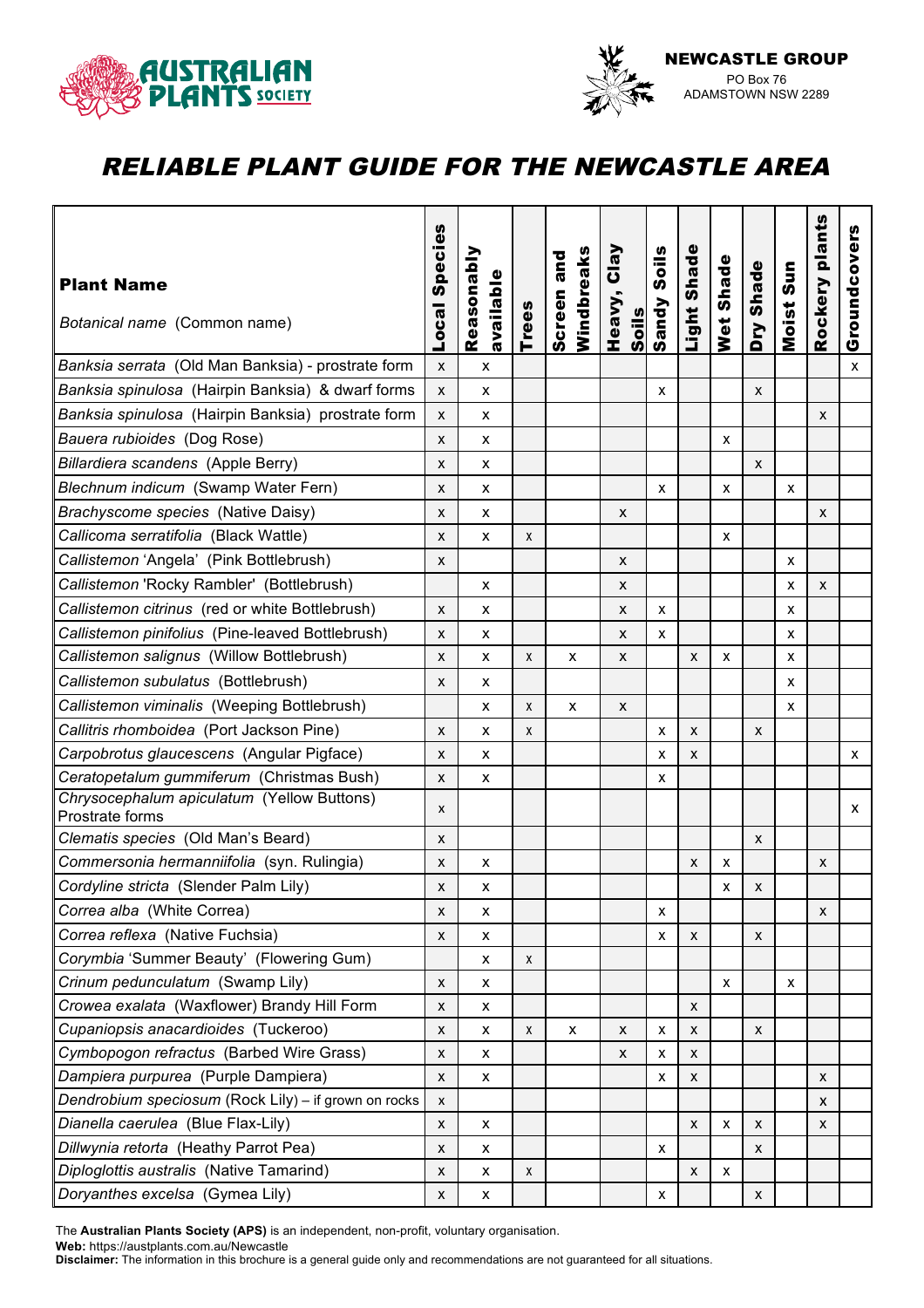NEWCASTLE GROUP
PO Box 76
ADAMSTOWN NSW 2289

# RELIABLE PLANT GUIDE FOR THE NEWCASTLE AREA

| **Plant Name** *Botanical name* (Common name) | Local Species | Reasonably available | Trees | Screen and Windbreaks | Heavy, Clay Soils | Sandy Soils | Light Shade | Wet Shade | Dry Shade | Moist Sun | Rockery plants | Groundcovers |
|---|---|---|---|---|---|---|---|---|---|---|---|---|
| *Banksia serrata* (Old Man Banksia) - prostrate form | x | x | | | | | | | | | | x |
| *Banksia spinulosa* (Hairpin Banksia) & dwarf forms | x | x | | | | x | | | x | | | |
| *Banksia spinulosa* (Hairpin Banksia) prostrate form | x | x | | | | | | | | | x | |
| *Bauera rubioides* (Dog Rose) | x | x | | | | | | x | | | | |
| *Billardiera scandens* (Apple Berry) | x | x | | | | | | | x | | | |
| *Blechnum indicum* (Swamp Water Fern) | x | x | | | | x | | x | | x | | |
| *Brachyscome species* (Native Daisy) | x | x | | | x | | | | | | x | |
| *Callicoma serratifolia* (Black Wattle) | x | x | x | | | | | x | | | | |
| *Callistemon* 'Angela' (Pink Bottlebrush) | x | | | | x | | | | | x | | |
| *Callistemon* 'Rocky Rambler' (Bottlebrush) | | x | | | x | | | | | x | x | |
| *Callistemon citrinus* (red or white Bottlebrush) | x | x | | | x | x | | | | x | | |
| *Callistemon pinifolius* (Pine-leaved Bottlebrush) | x | x | | | x | x | | | | x | | |
| *Callistemon salignus* (Willow Bottlebrush) | x | x | x | x | x | | x | x | | x | | |
| *Callistemon subulatus* (Bottlebrush) | x | x | | | | | | | | x | | |
| *Callistemon viminalis* (Weeping Bottlebrush) | | x | x | x | x | | | | | x | | |
| *Callitris rhomboidea* (Port Jackson Pine) | x | x | x | | | x | x | | x | | | |
| *Carpobrotus glaucescens* (Angular Pigface) | x | x | | | | x | x | | | | | x |
| *Ceratopetalum gummiferum* (Christmas Bush) | x | x | | | | x | | | | | | |
| *Chrysocephalum apiculatum* (Yellow Buttons) Prostrate forms | x | | | | | | | | | | | x |
| *Clematis species* (Old Man's Beard) | x | | | | | | | | x | | | |
| *Commersonia hermanniifolia* (syn. Rulingia) | x | x | | | | | x | x | | | x | |
| *Cordyline stricta* (Slender Palm Lily) | x | x | | | | | | x | x | | | |
| *Correa alba* (White Correa) | x | x | | | | x | | | | | x | |
| *Correa reflexa* (Native Fuchsia) | x | x | | | | x | x | | x | | | |
| *Corymbia* 'Summer Beauty' (Flowering Gum) | | x | x | | | | | | | | | |
| *Crinum pedunculatum* (Swamp Lily) | x | x | | | | | | x | | x | | |
| *Crowea exalata* (Waxflower) Brandy Hill Form | x | x | | | | | x | | | | | |
| *Cupaniopsis anacardioides* (Tuckeroo) | x | x | x | x | x | x | x | | x | | | |
| *Cymbopogon refractus* (Barbed Wire Grass) | x | x | | | x | x | x | | | | | |
| *Dampiera purpurea* (Purple Dampiera) | x | x | | | | x | x | | | | x | |
| *Dendrobium speciosum* (Rock Lily) – if grown on rocks | x | | | | | | | | | | x | |
| *Dianella caerulea* (Blue Flax-Lily) | x | x | | | | | x | x | x | | x | |
| *Dillwynia retorta* (Heathy Parrot Pea) | x | x | | | | x | | | x | | | |
| *Diploglottis australis* (Native Tamarind) | x | x | x | | | | x | x | | | | |
| *Doryanthes excelsa* (Gymea Lily) | x | x | | | | x | | | x | | | |

The **Australian Plants Society (APS)** is an independent, non-profit, voluntary organisation.
**Web:** https://austplants.com.au/Newcastle
**Disclaimer:** The information in this brochure is a general guide only and recommendations are not guaranteed for all situations.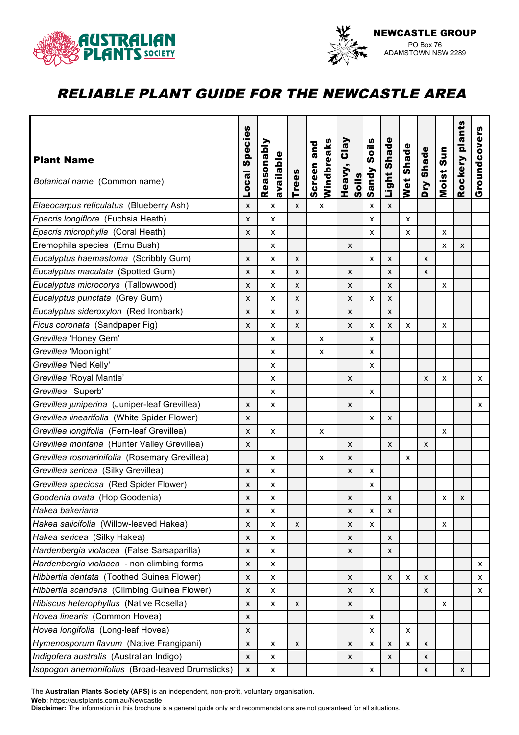NEWCASTLE GROUP
PO Box 76
ADAMSTOWN NSW 2289

# RELIABLE PLANT GUIDE FOR THE NEWCASTLE AREA

| **Plant Name** <br> *Botanical name* (Common name) | Local Species | Reasonably available | Trees | Screen and Windbreaks | Heavy, Clay Soils | Sandy Soils | Light Shade | Wet Shade | Dry Shade | Moist Sun | Rockery plants | Groundcovers |
|---|---|---|---|---|---|---|---|---|---|---|---|---|
| *Elaeocarpus reticulatus* (Blueberry Ash) | x | x | x | x | | x | x | | | | | |
| *Epacris longiflora* (Fuchsia Heath) | x | x | | | | x | | x | | | | |
| *Epacris microphylla* (Coral Heath) | x | x | | | | x | | x | | x | | |
| Eremophila species (Emu Bush) | | x | | | x | | | | | x | x | |
| *Eucalyptus haemastoma* (Scribbly Gum) | x | x | x | | | x | x | | x | | | |
| *Eucalyptus maculata* (Spotted Gum) | x | x | x | | x | | x | | x | | | |
| *Eucalyptus microcorys* (Tallowwood) | x | x | x | | x | | x | | | x | | |
| *Eucalyptus punctata* (Grey Gum) | x | x | x | | x | x | x | | | | | |
| *Eucalyptus sideroxylon* (Red Ironbark) | x | x | x | | x | | x | | | | | |
| *Ficus coronata* (Sandpaper Fig) | x | x | x | | x | x | x | x | | x | | |
| *Grevillea* 'Honey Gem' | | x | | x | | x | | | | | | |
| *Grevillea* 'Moonlight' | | x | | x | | x | | | | | | |
| *Grevillea* 'Ned Kelly' | | x | | | | x | | | | | | |
| *Grevillea* 'Royal Mantle' | | x | | | x | | | | x | x | | x |
| *Grevillea* ' Superb' | | x | | | | x | | | | | | |
| *Grevillea juniperina* (Juniper-leaf Grevillea) | x | x | | | x | | | | | | | x |
| *Grevillea linearifolia* (White Spider Flower) | x | | | | | x | x | | | | | |
| *Grevillea longifolia* (Fern-leaf Grevillea) | x | x | | x | | | | | | x | | |
| *Grevillea montana* (Hunter Valley Grevillea) | x | | | | x | | x | | x | | | |
| *Grevillea rosmarinifolia* (Rosemary Grevillea) | | x | | x | x | | | x | | | | |
| *Grevillea sericea* (Silky Grevillea) | x | x | | | x | x | | | | | | |
| *Grevillea speciosa* (Red Spider Flower) | x | x | | | | x | | | | | | |
| *Goodenia ovata* (Hop Goodenia) | x | x | | | x | | x | | | x | x | |
| *Hakea bakeriana* | x | x | | | x | x | x | | | | | |
| *Hakea salicifolia* (Willow-leaved Hakea) | x | x | x | | x | x | | | | x | | |
| *Hakea sericea* (Silky Hakea) | x | x | | | x | | x | | | | | |
| *Hardenbergia violacea* (False Sarsaparilla) | x | x | | | x | | x | | | | | |
| *Hardenbergia violacea* - non climbing forms | x | x | | | | | | | | | | x |
| *Hibbertia dentata* (Toothed Guinea Flower) | x | x | | | x | | x | x | x | | | x |
| *Hibbertia scandens* (Climbing Guinea Flower) | x | x | | | x | x | | | x | | | x |
| *Hibiscus heterophyllus* (Native Rosella) | x | x | x | | x | | | | | x | | |
| *Hovea linearis* (Common Hovea) | x | | | | | x | | | | | | |
| *Hovea longifolia* (Long-leaf Hovea) | x | | | | | x | | x | | | | |
| *Hymenosporum flavum* (Native Frangipani) | x | x | x | | x | x | x | x | x | | | |
| *Indigofera australis* (Australian Indigo) | x | x | | | x | | x | | x | | | |
| *Isopogon anemonifolius* (Broad-leaved Drumsticks) | x | x | | | | x | | | x | | x | |

The **Australian Plants Society (APS)** is an independent, non-profit, voluntary organisation.
**Web:** https://austplants.com.au/Newcastle
**Disclaimer:** The information in this brochure is a general guide only and recommendations are not guaranteed for all situations.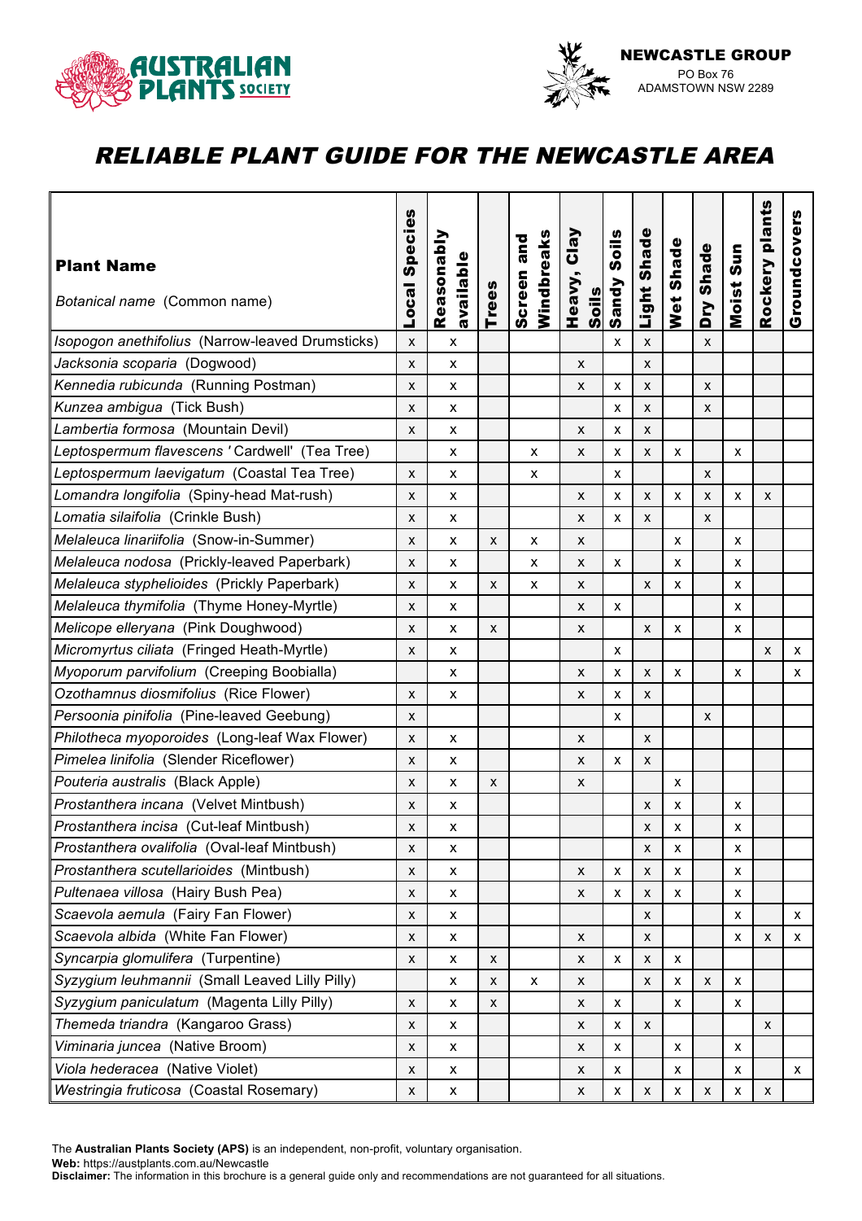NEWCASTLE GROUP
PO Box 76
ADAMSTOWN NSW 2289

# RELIABLE PLANT GUIDE FOR THE NEWCASTLE AREA

| **Plant Name** *Botanical name* (Common name) | Local Species | Reasonably available | Trees | Screen and Windbreaks | Heavy, Clay Soils | Sandy Soils | Light Shade | Wet Shade | Dry Shade | Moist Sun | Rockery plants | Groundcovers |
|---|---|---|---|---|---|---|---|---|---|---|---|---|
| *Isopogon anethifolius* (Narrow-leaved Drumsticks) | x | x | | | | x | x | | x | | | |
| *Jacksonia scoparia* (Dogwood) | x | x | | | x | | x | | | | | |
| *Kennedia rubicunda* (Running Postman) | x | x | | | x | x | x | | x | | | |
| *Kunzea ambigua* (Tick Bush) | x | x | | | | x | x | | x | | | |
| *Lambertia formosa* (Mountain Devil) | x | x | | | x | x | x | | | | | |
| *Leptospermum flavescens 'Cardwell'* (Tea Tree) | | x | | x | x | x | x | x | | x | | |
| *Leptospermum laevigatum* (Coastal Tea Tree) | x | x | | x | | x | | | x | | | |
| *Lomandra longifolia* (Spiny-head Mat-rush) | x | x | | | x | x | x | x | x | x | x | |
| *Lomatia silaifolia* (Crinkle Bush) | x | x | | | x | x | x | | x | | | |
| *Melaleuca linariifolia* (Snow-in-Summer) | x | x | x | x | x | | | x | | x | | |
| *Melaleuca nodosa* (Prickly-leaved Paperbark) | x | x | | x | x | x | | x | | x | | |
| *Melaleuca styphelioides* (Prickly Paperbark) | x | x | x | x | x | | x | x | | x | | |
| *Melaleuca thymifolia* (Thyme Honey-Myrtle) | x | x | | | x | x | | | | x | | |
| *Melicope elleryana* (Pink Doughwood) | x | x | x | | x | | x | x | | x | | |
| *Micromyrtus ciliata* (Fringed Heath-Myrtle) | x | x | | | | x | | | | | x | x |
| *Myoporum parvifolium* (Creeping Boobialla) | | x | | | x | x | x | x | | x | | x |
| *Ozothamnus diosmifolius* (Rice Flower) | x | x | | | x | x | x | | | | | |
| *Persoonia pinifolia* (Pine-leaved Geebung) | x | | | | | x | | | x | | | |
| *Philotheca myoporoides* (Long-leaf Wax Flower) | x | x | | | x | | x | | | | | |
| *Pimelea linifolia* (Slender Riceflower) | x | x | | | x | x | x | | | | | |
| *Pouteria australis* (Black Apple) | x | x | x | | x | | | x | | | | |
| *Prostanthera incana* (Velvet Mintbush) | x | x | | | | | x | x | | x | | |
| *Prostanthera incisa* (Cut-leaf Mintbush) | x | x | | | | | x | x | | x | | |
| *Prostanthera ovalifolia* (Oval-leaf Mintbush) | x | x | | | | | x | x | | x | | |
| *Prostanthera scutellarioides* (Mintbush) | x | x | | | x | x | x | x | | x | | |
| *Pultenaea villosa* (Hairy Bush Pea) | x | x | | | x | x | x | x | | x | | |
| *Scaevola aemula* (Fairy Fan Flower) | x | x | | | | | x | | | x | | x |
| *Scaevola albida* (White Fan Flower) | x | x | | | x | | x | | | x | x | x |
| *Syncarpia glomulifera* (Turpentine) | x | x | x | | x | x | x | x | | | | |
| *Syzygium leuhmannii* (Small Leaved Lilly Pilly) | | x | x | x | x | | x | x | x | x | | |
| *Syzygium paniculatum* (Magenta Lilly Pilly) | x | x | x | | x | x | | x | | x | | |
| *Themeda triandra* (Kangaroo Grass) | x | x | | | x | x | x | | | | x | |
| *Viminaria juncea* (Native Broom) | x | x | | | x | x | | x | | x | | |
| *Viola hederacea* (Native Violet) | x | x | | | x | x | | x | | x | | x |
| *Westringia fruticosa* (Coastal Rosemary) | x | x | | | x | x | x | x | x | x | x | |

The **Australian Plants Society (APS)** is an independent, non-profit, voluntary organisation.
**Web:** https://austplants.com.au/Newcastle
**Disclaimer:** The information in this brochure is a general guide only and recommendations are not guaranteed for all situations.